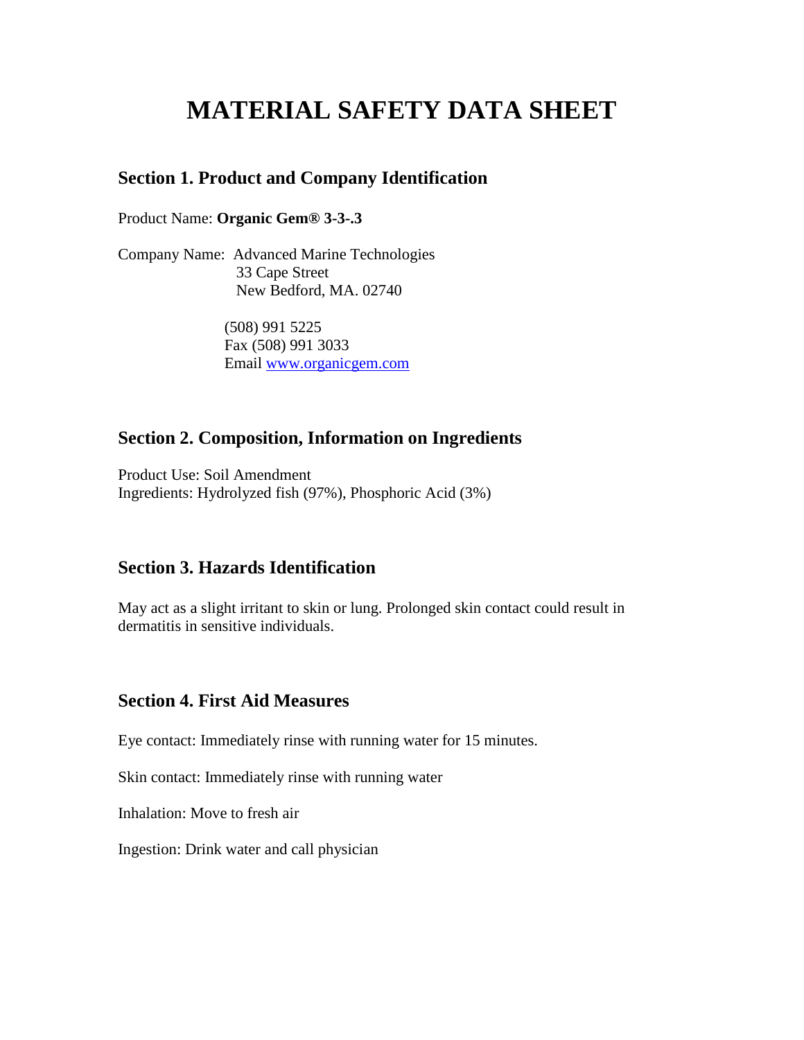# MATERIAL SAFETY DATA SHEET

## Section 1. Product and Company Identification

Product Name: **Organic Gem® 3-3-.3**

Company Name: Advanced Marine Technologies
33 Cape Street
New Bedford, MA. 02740

(508) 991 5225
Fax (508) 991 3033
Email www.organicgem.com

## Section 2. Composition, Information on Ingredients

Product Use: Soil Amendment
Ingredients: Hydrolyzed fish (97%), Phosphoric Acid (3%)

## Section 3. Hazards Identification

May act as a slight irritant to skin or lung. Prolonged skin contact could result in dermatitis in sensitive individuals.

## Section 4. First Aid Measures

Eye contact: Immediately rinse with running water for 15 minutes.

Skin contact: Immediately rinse with running water

Inhalation: Move to fresh air

Ingestion: Drink water and call physician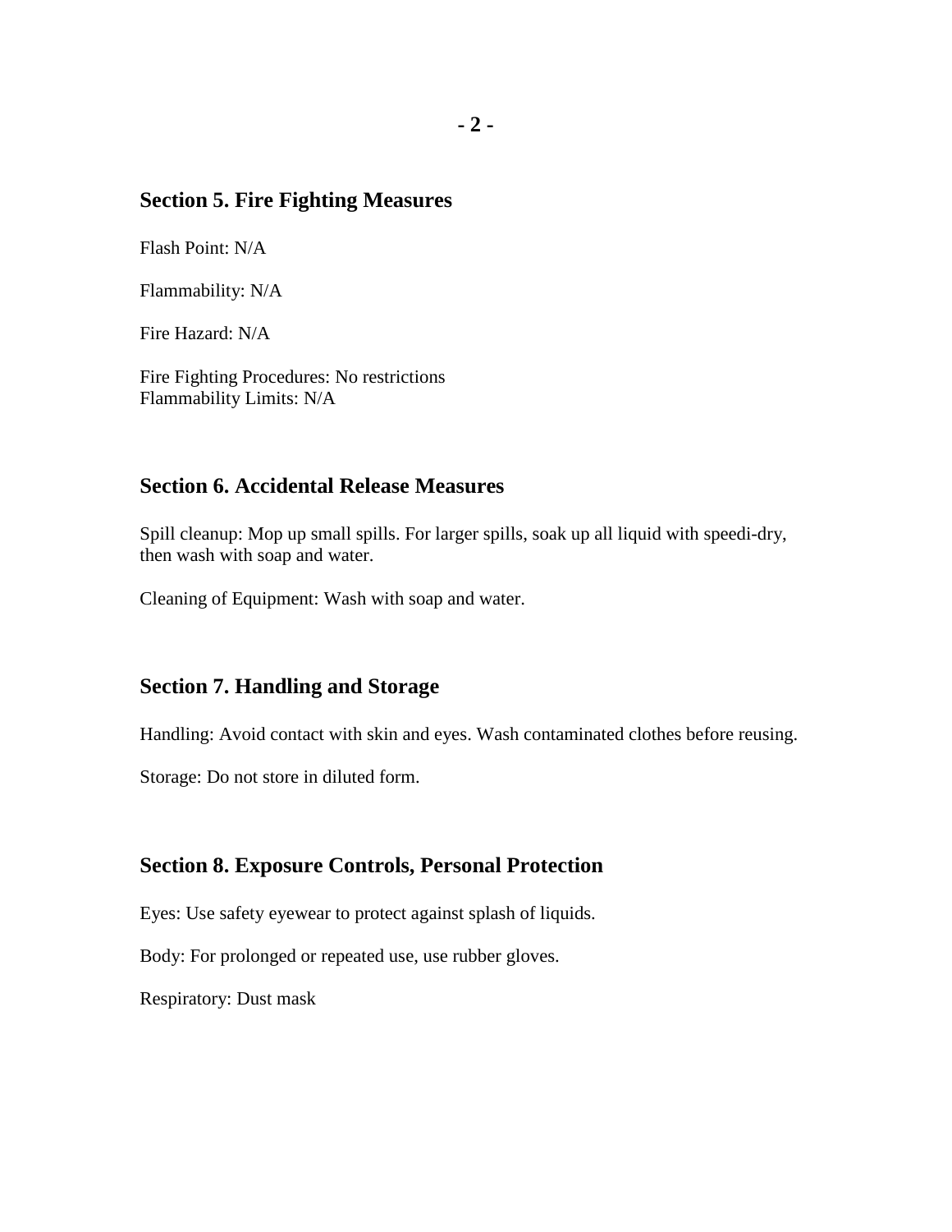## Section 5. Fire Fighting Measures

Flash Point: N/A

Flammability: N/A

Fire Hazard: N/A

Fire Fighting Procedures: No restrictions
Flammability Limits: N/A

## Section 6. Accidental Release Measures

Spill cleanup: Mop up small spills. For larger spills, soak up all liquid with speedi-dry, then wash with soap and water.

Cleaning of Equipment: Wash with soap and water.

## Section 7. Handling and Storage

Handling: Avoid contact with skin and eyes. Wash contaminated clothes before reusing.

Storage: Do not store in diluted form.

## Section 8. Exposure Controls, Personal Protection

Eyes: Use safety eyewear to protect against splash of liquids.

Body: For prolonged or repeated use, use rubber gloves.

Respiratory: Dust mask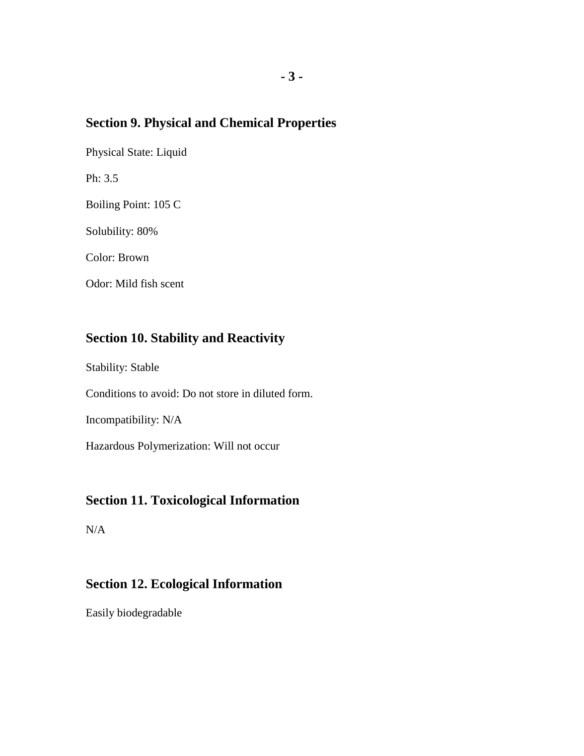## Section 9. Physical and Chemical Properties

Physical State: Liquid

Ph: 3.5

Boiling Point: 105 C

Solubility: 80%

Color: Brown

Odor: Mild fish scent

## Section 10. Stability and Reactivity

Stability: Stable

Conditions to avoid: Do not store in diluted form.

Incompatibility: N/A

Hazardous Polymerization: Will not occur

## Section 11. Toxicological Information

N/A

## Section 12. Ecological Information

Easily biodegradable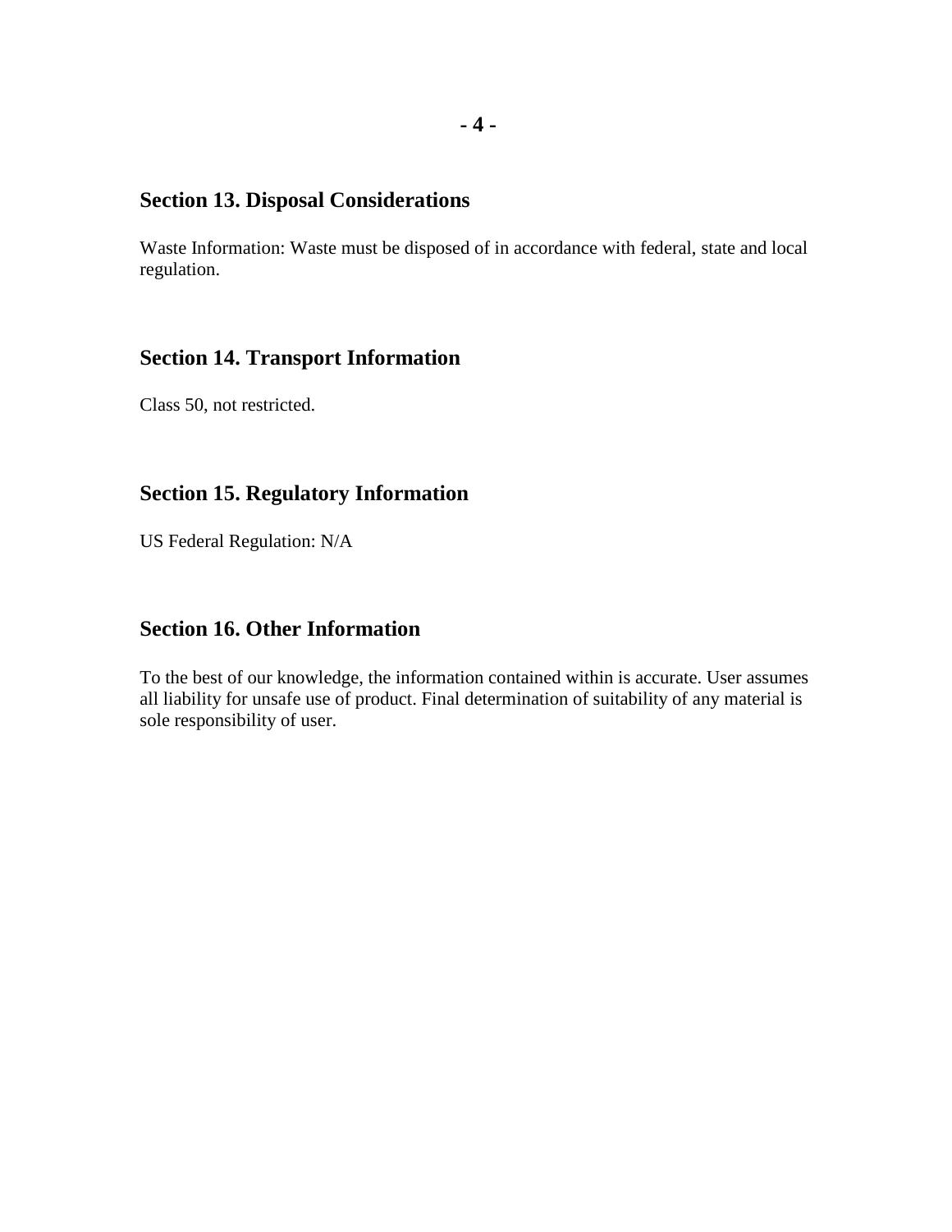## Section 13. Disposal Considerations

Waste Information: Waste must be disposed of in accordance with federal, state and local regulation.

## Section 14. Transport Information

Class 50, not restricted.

## Section 15. Regulatory Information

US Federal Regulation: N/A

## Section 16. Other Information

To the best of our knowledge, the information contained within is accurate. User assumes all liability for unsafe use of product. Final determination of suitability of any material is sole responsibility of user.